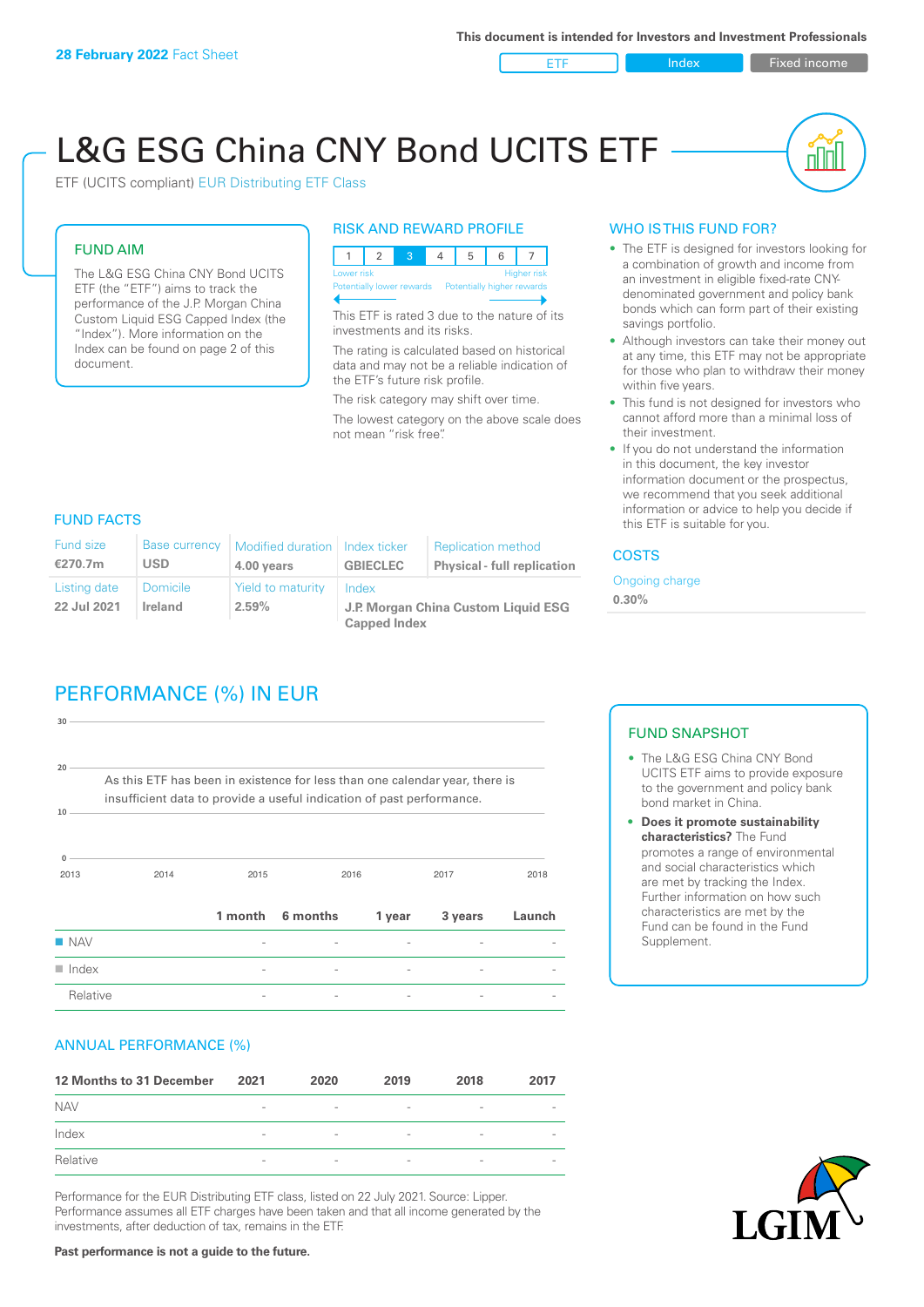**28 February 2022** Fact Sheet

This document is intended for Investors and Investment Professionals

ETF | Index | Fixed income

# L&G ESG China CNY Bond UCITS ETF

ETF (UCITS compliant) EUR Distributing ETF Class

## FUND AIM

The L&G ESG China CNY Bond UCITS ETF (the "ETF") aims to track the performance of the J.P. Morgan China Custom Liquid ESG Capped Index (the "Index"). More information on the Index can be found on page 2 of this document.

## RISK AND REWARD PROFILE

| 1 | 2 | **3** | 4 | 5 | 6 | 7 |
|---|---|---|---|---|---|---|

Lower risk — Higher risk

Potentially lower rewards — Potentially higher rewards

This ETF is rated 3 due to the nature of its investments and its risks.

The rating is calculated based on historical data and may not be a reliable indication of the ETF's future risk profile.

The risk category may shift over time.

The lowest category on the above scale does not mean "risk free".

## WHO IS THIS FUND FOR?

- The ETF is designed for investors looking for a combination of growth and income from an investment in eligible fixed-rate CNY-denominated government and policy bank bonds which can form part of their existing savings portfolio.
- Although investors can take their money out at any time, this ETF may not be appropriate for those who plan to withdraw their money within five years.
- This fund is not designed for investors who cannot afford more than a minimal loss of their investment.
- If you do not understand the information in this document, the key investor information document or the prospectus, we recommend that you seek additional information or advice to help you decide if this ETF is suitable for you.

## FUND FACTS

| Fund size | Base currency | Modified duration | Index ticker | Replication method |
|---|---|---|---|---|
| **€270.7m** | **USD** | **4.00 years** | **GBIECLEC** | **Physical - full replication** |
| Listing date | Domicile | Yield to maturity | Index | |
| **22 Jul 2021** | **Ireland** | **2.59%** | **J.P. Morgan China Custom Liquid ESG Capped Index** | |

## COSTS

Ongoing charge
**0.30%**

## PERFORMANCE (%) IN EUR

As this ETF has been in existence for less than one calendar year, there is insufficient data to provide a useful indication of past performance.

| | 1 month | 6 months | 1 year | 3 years | Launch |
|---|---|---|---|---|---|
| NAV | - | - | - | - | - |
| Index | - | - | - | - | - |
| Relative | - | - | - | - | - |

## FUND SNAPSHOT

- The L&G ESG China CNY Bond UCITS ETF aims to provide exposure to the government and policy bank bond market in China.
- **Does it promote sustainability characteristics?** The Fund promotes a range of environmental and social characteristics which are met by tracking the Index. Further information on how such characteristics are met by the Fund can be found in the Fund Supplement.

## ANNUAL PERFORMANCE (%)

| 12 Months to 31 December | 2021 | 2020 | 2019 | 2018 | 2017 |
|---|---|---|---|---|---|
| NAV | - | - | - | - | - |
| Index | - | - | - | - | - |
| Relative | - | - | - | - | - |

Performance for the EUR Distributing ETF class, listed on 22 July 2021. Source: Lipper. Performance assumes all ETF charges have been taken and that all income generated by the investments, after deduction of tax, remains in the ETF.

**Past performance is not a guide to the future.**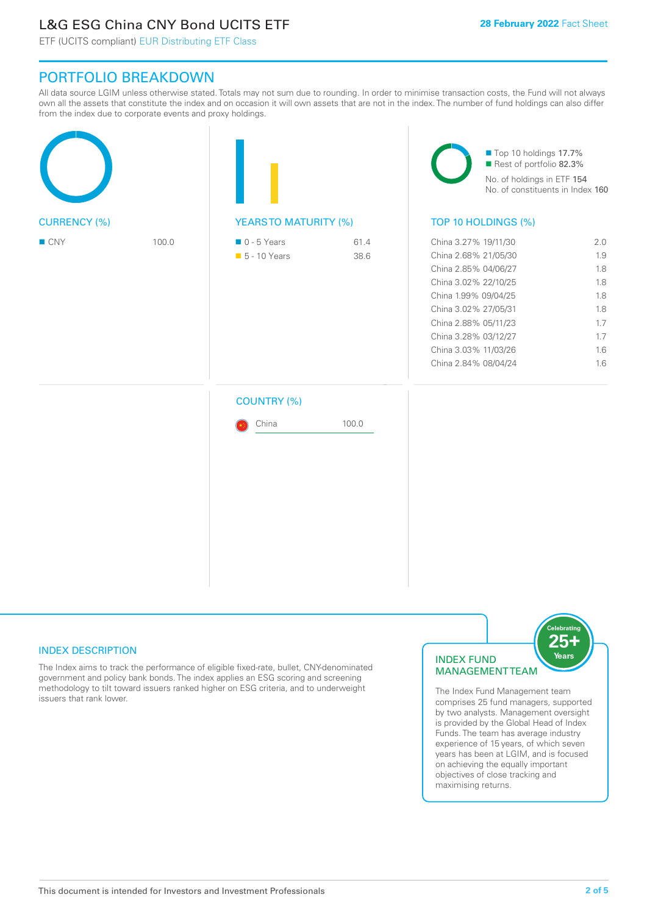# L&G ESG China CNY Bond UCITS ETF

ETF (UCITS compliant) EUR Distributing ETF Class

28 February 2022 Fact Sheet

## PORTFOLIO BREAKDOWN

All data source LGIM unless otherwise stated. Totals may not sum due to rounding. In order to minimise transaction costs, the Fund will not always own all the assets that constitute the index and on occasion it will own assets that are not in the index. The number of fund holdings can also differ from the index due to corporate events and proxy holdings.

### CURRENCY (%)

| Currency | % |
|---|---|
| CNY | 100.0 |

### YEARS TO MATURITY (%)

| Maturity | % |
|---|---|
| 0 - 5 Years | 61.4 |
| 5 - 10 Years | 38.6 |

- Top 10 holdings 17.7%
- Rest of portfolio 82.3%

No. of holdings in ETF 154

No. of constituents in Index 160

### TOP 10 HOLDINGS (%)

| Holding | % |
|---|---|
| China 3.27% 19/11/30 | 2.0 |
| China 2.68% 21/05/30 | 1.9 |
| China 2.85% 04/06/27 | 1.8 |
| China 3.02% 22/10/25 | 1.8 |
| China 1.99% 09/04/25 | 1.8 |
| China 3.02% 27/05/31 | 1.8 |
| China 2.88% 05/11/23 | 1.7 |
| China 3.28% 03/12/27 | 1.7 |
| China 3.03% 11/03/26 | 1.6 |
| China 2.84% 08/04/24 | 1.6 |

### COUNTRY (%)

| Country | % |
|---|---|
| China | 100.0 |

### INDEX DESCRIPTION

The Index aims to track the performance of eligible fixed-rate, bullet, CNY-denominated government and policy bank bonds. The index applies an ESG scoring and screening methodology to tilt toward issuers ranked higher on ESG criteria, and to underweight issuers that rank lower.

### INDEX FUND MANAGEMENT TEAM

Celebrating 25+ Years

The Index Fund Management team comprises 25 fund managers, supported by two analysts. Management oversight is provided by the Global Head of Index Funds. The team has average industry experience of 15 years, of which seven years has been at LGIM, and is focused on achieving the equally important objectives of close tracking and maximising returns.

This document is intended for Investors and Investment Professionals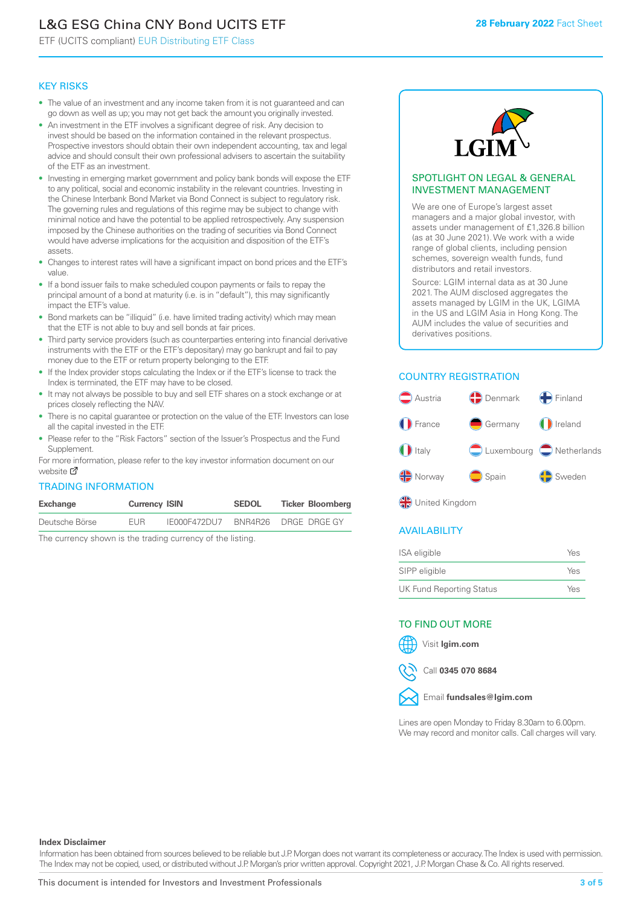# L&G ESG China CNY Bond UCITS ETF

ETF (UCITS compliant) EUR Distributing ETF Class

**28 February 2022** Fact Sheet

## KEY RISKS

- The value of an investment and any income taken from it is not guaranteed and can go down as well as up; you may not get back the amount you originally invested.
- An investment in the ETF involves a significant degree of risk. Any decision to invest should be based on the information contained in the relevant prospectus. Prospective investors should obtain their own independent accounting, tax and legal advice and should consult their own professional advisers to ascertain the suitability of the ETF as an investment.
- Investing in emerging market government and policy bank bonds will expose the ETF to any political, social and economic instability in the relevant countries. Investing in the Chinese Interbank Bond Market via Bond Connect is subject to regulatory risk. The governing rules and regulations of this regime may be subject to change with minimal notice and have the potential to be applied retrospectively. Any suspension imposed by the Chinese authorities on the trading of securities via Bond Connect would have adverse implications for the acquisition and disposition of the ETF's assets.
- Changes to interest rates will have a significant impact on bond prices and the ETF's value.
- If a bond issuer fails to make scheduled coupon payments or fails to repay the principal amount of a bond at maturity (i.e. is in "default"), this may significantly impact the ETF's value.
- Bond markets can be "illiquid" (i.e. have limited trading activity) which may mean that the ETF is not able to buy and sell bonds at fair prices.
- Third party service providers (such as counterparties entering into financial derivative instruments with the ETF or the ETF's depositary) may go bankrupt and fail to pay money due to the ETF or return property belonging to the ETF.
- If the Index provider stops calculating the Index or if the ETF's license to track the Index is terminated, the ETF may have to be closed.
- It may not always be possible to buy and sell ETF shares on a stock exchange or at prices closely reflecting the NAV.
- There is no capital guarantee or protection on the value of the ETF. Investors can lose all the capital invested in the ETF.
- Please refer to the "Risk Factors" section of the Issuer's Prospectus and the Fund Supplement.

For more information, please refer to the key investor information document on our website

## TRADING INFORMATION

| Exchange | Currency | ISIN | SEDOL | Ticker | Bloomberg |
|---|---|---|---|---|---|
| Deutsche Börse | EUR | IE000F472DU7 | BNR4R26 | DRGE | DRGE GY |

The currency shown is the trading currency of the listing.

## SPOTLIGHT ON LEGAL & GENERAL INVESTMENT MANAGEMENT

We are one of Europe's largest asset managers and a major global investor, with assets under management of £1,326.8 billion (as at 30 June 2021). We work with a wide range of global clients, including pension schemes, sovereign wealth funds, fund distributors and retail investors.

Source: LGIM internal data as at 30 June 2021. The AUM disclosed aggregates the assets managed by LGIM in the UK, LGIMA in the US and LGIM Asia in Hong Kong. The AUM includes the value of securities and derivatives positions.

## COUNTRY REGISTRATION

Austria, Denmark, Finland, France, Germany, Ireland, Italy, Luxembourg, Netherlands, Norway, Spain, Sweden, United Kingdom

## AVAILABILITY

| | |
|---|---|
| ISA eligible | Yes |
| SIPP eligible | Yes |
| UK Fund Reporting Status | Yes |

## TO FIND OUT MORE

Visit **lgim.com**

Call **0345 070 8684**

Email **fundsales@lgim.com**

Lines are open Monday to Friday 8.30am to 6.00pm. We may record and monitor calls. Call charges will vary.

**Index Disclaimer**

Information has been obtained from sources believed to be reliable but J.P. Morgan does not warrant its completeness or accuracy. The Index is used with permission. The Index may not be copied, used, or distributed without J.P. Morgan's prior written approval. Copyright 2021, J.P. Morgan Chase & Co. All rights reserved.

This document is intended for Investors and Investment Professionals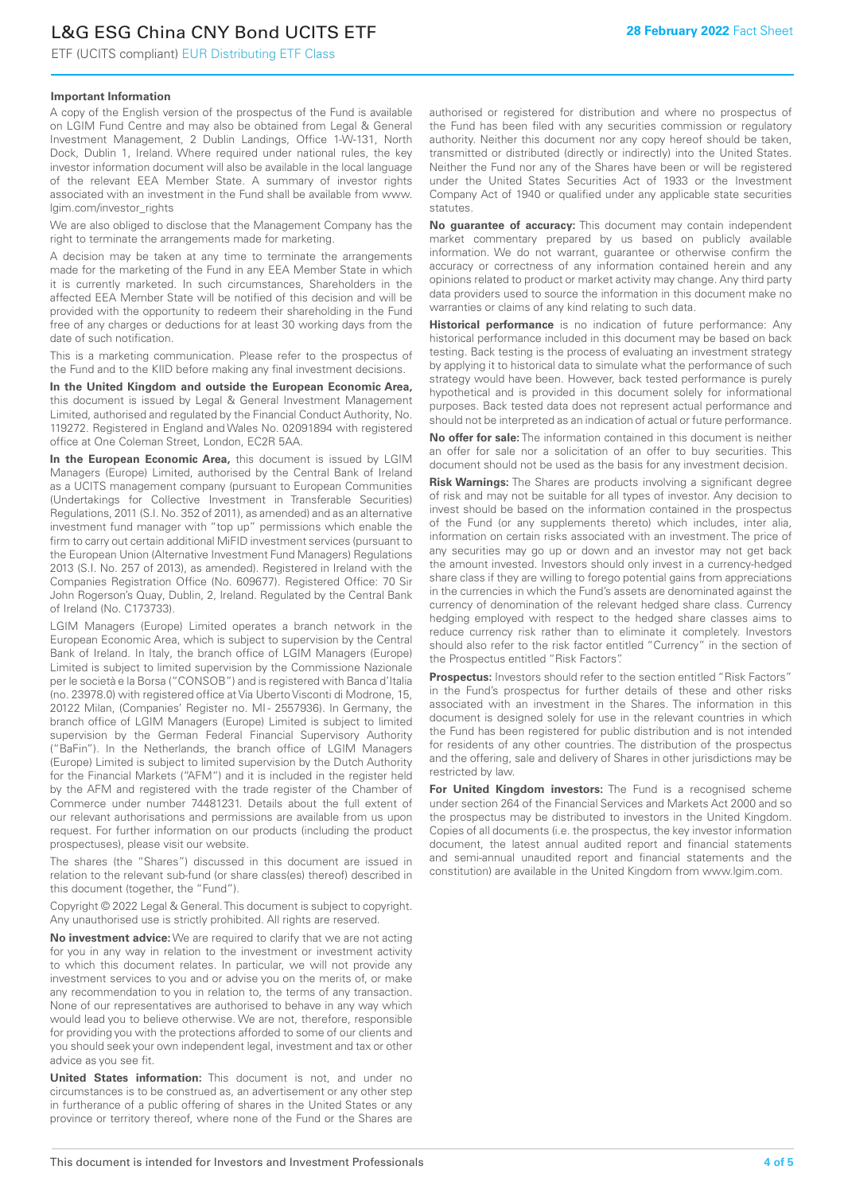### Important Information

A copy of the English version of the prospectus of the Fund is available on LGIM Fund Centre and may also be obtained from Legal & General Investment Management, 2 Dublin Landings, Office 1-W-131, North Dock, Dublin 1, Ireland. Where required under national rules, the key investor information document will also be available in the local language of the relevant EEA Member State. A summary of investor rights associated with an investment in the Fund shall be available from www.lgim.com/investor_rights

We are also obliged to disclose that the Management Company has the right to terminate the arrangements made for marketing.

A decision may be taken at any time to terminate the arrangements made for the marketing of the Fund in any EEA Member State in which it is currently marketed. In such circumstances, Shareholders in the affected EEA Member State will be notified of this decision and will be provided with the opportunity to redeem their shareholding in the Fund free of any charges or deductions for at least 30 working days from the date of such notification.

This is a marketing communication. Please refer to the prospectus of the Fund and to the KIID before making any final investment decisions.

**In the United Kingdom and outside the European Economic Area,** this document is issued by Legal & General Investment Management Limited, authorised and regulated by the Financial Conduct Authority, No. 119272. Registered in England and Wales No. 02091894 with registered office at One Coleman Street, London, EC2R 5AA.

**In the European Economic Area,** this document is issued by LGIM Managers (Europe) Limited, authorised by the Central Bank of Ireland as a UCITS management company (pursuant to European Communities (Undertakings for Collective Investment in Transferable Securities) Regulations, 2011 (S.I. No. 352 of 2011), as amended) and as an alternative investment fund manager with "top up" permissions which enable the firm to carry out certain additional MiFID investment services (pursuant to the European Union (Alternative Investment Fund Managers) Regulations 2013 (S.I. No. 257 of 2013), as amended). Registered in Ireland with the Companies Registration Office (No. 609677). Registered Office: 70 Sir John Rogerson's Quay, Dublin, 2, Ireland. Regulated by the Central Bank of Ireland (No. C173733).

LGIM Managers (Europe) Limited operates a branch network in the European Economic Area, which is subject to supervision by the Central Bank of Ireland. In Italy, the branch office of LGIM Managers (Europe) Limited is subject to limited supervision by the Commissione Nazionale per le società e la Borsa ("CONSOB") and is registered with Banca d'Italia (no. 23978.0) with registered office at Via Uberto Visconti di Modrone, 15, 20122 Milan, (Companies' Register no. MI - 2557936). In Germany, the branch office of LGIM Managers (Europe) Limited is subject to limited supervision by the German Federal Financial Supervisory Authority ("BaFin"). In the Netherlands, the branch office of LGIM Managers (Europe) Limited is subject to limited supervision by the Dutch Authority for the Financial Markets ("AFM") and it is included in the register held by the AFM and registered with the trade register of the Chamber of Commerce under number 74481231. Details about the full extent of our relevant authorisations and permissions are available from us upon request. For further information on our products (including the product prospectuses), please visit our website.

The shares (the "Shares") discussed in this document are issued in relation to the relevant sub-fund (or share class(es) thereof) described in this document (together, the "Fund").

Copyright © 2022 Legal & General. This document is subject to copyright. Any unauthorised use is strictly prohibited. All rights are reserved.

**No investment advice:** We are required to clarify that we are not acting for you in any way in relation to the investment or investment activity to which this document relates. In particular, we will not provide any investment services to you and or advise you on the merits of, or make any recommendation to you in relation to, the terms of any transaction. None of our representatives are authorised to behave in any way which would lead you to believe otherwise. We are not, therefore, responsible for providing you with the protections afforded to some of our clients and you should seek your own independent legal, investment and tax or other advice as you see fit.

**United States information:** This document is not, and under no circumstances is to be construed as, an advertisement or any other step in furtherance of a public offering of shares in the United States or any province or territory thereof, where none of the Fund or the Shares are authorised or registered for distribution and where no prospectus of the Fund has been filed with any securities commission or regulatory authority. Neither this document nor any copy hereof should be taken, transmitted or distributed (directly or indirectly) into the United States. Neither the Fund nor any of the Shares have been or will be registered under the United States Securities Act of 1933 or the Investment Company Act of 1940 or qualified under any applicable state securities statutes.

**No guarantee of accuracy:** This document may contain independent market commentary prepared by us based on publicly available information. We do not warrant, guarantee or otherwise confirm the accuracy or correctness of any information contained herein and any opinions related to product or market activity may change. Any third party data providers used to source the information in this document make no warranties or claims of any kind relating to such data.

**Historical performance** is no indication of future performance: Any historical performance included in this document may be based on back testing. Back testing is the process of evaluating an investment strategy by applying it to historical data to simulate what the performance of such strategy would have been. However, back tested performance is purely hypothetical and is provided in this document solely for informational purposes. Back tested data does not represent actual performance and should not be interpreted as an indication of actual or future performance.

**No offer for sale:** The information contained in this document is neither an offer for sale nor a solicitation of an offer to buy securities. This document should not be used as the basis for any investment decision.

**Risk Warnings:** The Shares are products involving a significant degree of risk and may not be suitable for all types of investor. Any decision to invest should be based on the information contained in the prospectus of the Fund (or any supplements thereto) which includes, inter alia, information on certain risks associated with an investment. The price of any securities may go up or down and an investor may not get back the amount invested. Investors should only invest in a currency-hedged share class if they are willing to forego potential gains from appreciations in the currencies in which the Fund's assets are denominated against the currency of denomination of the relevant hedged share class. Currency hedging employed with respect to the hedged share classes aims to reduce currency risk rather than to eliminate it completely. Investors should also refer to the risk factor entitled "Currency" in the section of the Prospectus entitled "Risk Factors".

**Prospectus:** Investors should refer to the section entitled "Risk Factors" in the Fund's prospectus for further details of these and other risks associated with an investment in the Shares. The information in this document is designed solely for use in the relevant countries in which the Fund has been registered for public distribution and is not intended for residents of any other countries. The distribution of the prospectus and the offering, sale and delivery of Shares in other jurisdictions may be restricted by law.

**For United Kingdom investors:** The Fund is a recognised scheme under section 264 of the Financial Services and Markets Act 2000 and so the prospectus may be distributed to investors in the United Kingdom. Copies of all documents (i.e. the prospectus, the key investor information document, the latest annual audited report and financial statements and semi-annual unaudited report and financial statements and the constitution) are available in the United Kingdom from www.lgim.com.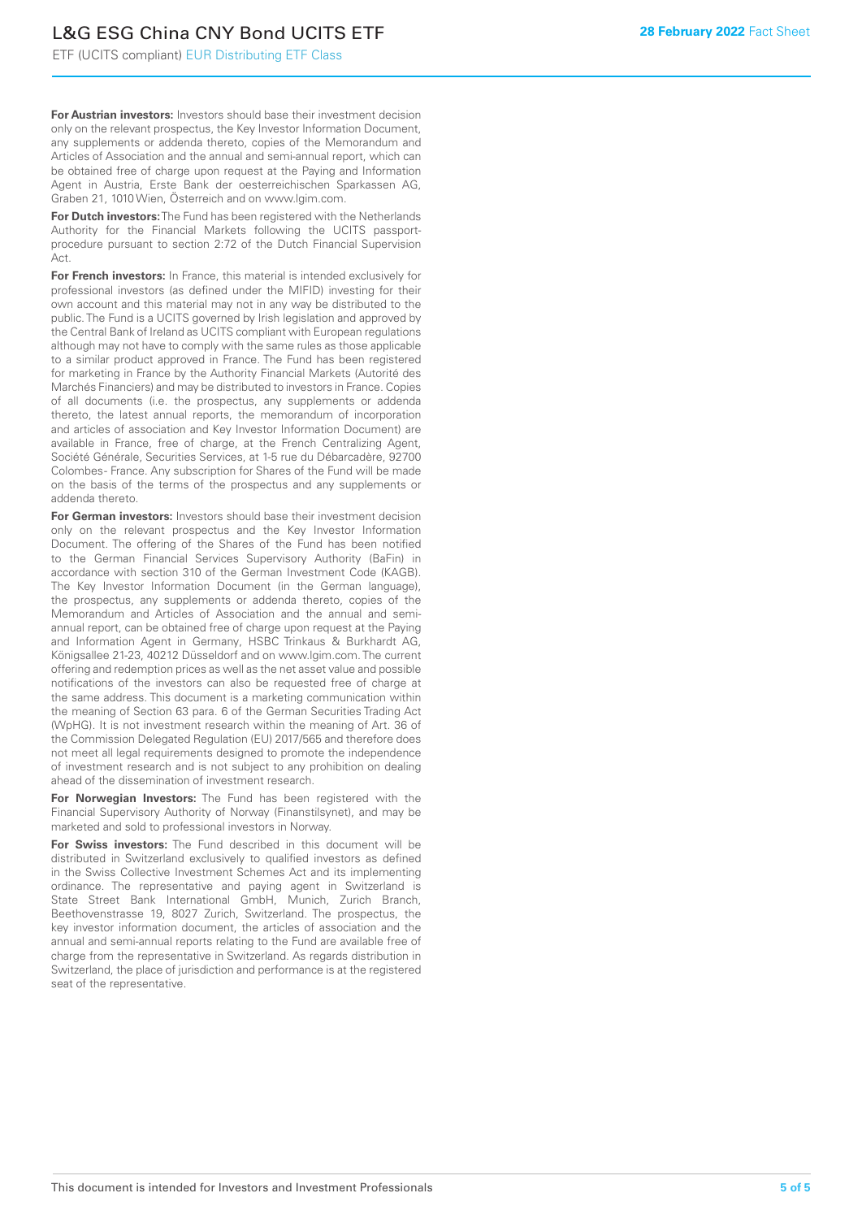**For Austrian investors:** Investors should base their investment decision only on the relevant prospectus, the Key Investor Information Document, any supplements or addenda thereto, copies of the Memorandum and Articles of Association and the annual and semi-annual report, which can be obtained free of charge upon request at the Paying and Information Agent in Austria, Erste Bank der oesterreichischen Sparkassen AG, Graben 21, 1010 Wien, Österreich and on www.lgim.com.

**For Dutch investors:** The Fund has been registered with the Netherlands Authority for the Financial Markets following the UCITS passport-procedure pursuant to section 2:72 of the Dutch Financial Supervision Act.

**For French investors:** In France, this material is intended exclusively for professional investors (as defined under the MIFID) investing for their own account and this material may not in any way be distributed to the public. The Fund is a UCITS governed by Irish legislation and approved by the Central Bank of Ireland as UCITS compliant with European regulations although may not have to comply with the same rules as those applicable to a similar product approved in France. The Fund has been registered for marketing in France by the Authority Financial Markets (Autorité des Marchés Financiers) and may be distributed to investors in France. Copies of all documents (i.e. the prospectus, any supplements or addenda thereto, the latest annual reports, the memorandum of incorporation and articles of association and Key Investor Information Document) are available in France, free of charge, at the French Centralizing Agent, Société Générale, Securities Services, at 1-5 rue du Débarcadère, 92700 Colombes- France. Any subscription for Shares of the Fund will be made on the basis of the terms of the prospectus and any supplements or addenda thereto.

**For German investors:** Investors should base their investment decision only on the relevant prospectus and the Key Investor Information Document. The offering of the Shares of the Fund has been notified to the German Financial Services Supervisory Authority (BaFin) in accordance with section 310 of the German Investment Code (KAGB). The Key Investor Information Document (in the German language), the prospectus, any supplements or addenda thereto, copies of the Memorandum and Articles of Association and the annual and semi-annual report, can be obtained free of charge upon request at the Paying and Information Agent in Germany, HSBC Trinkaus & Burkhardt AG, Königsallee 21-23, 40212 Düsseldorf and on www.lgim.com. The current offering and redemption prices as well as the net asset value and possible notifications of the investors can also be requested free of charge at the same address. This document is a marketing communication within the meaning of Section 63 para. 6 of the German Securities Trading Act (WpHG). It is not investment research within the meaning of Art. 36 of the Commission Delegated Regulation (EU) 2017/565 and therefore does not meet all legal requirements designed to promote the independence of investment research and is not subject to any prohibition on dealing ahead of the dissemination of investment research.

**For Norwegian Investors:** The Fund has been registered with the Financial Supervisory Authority of Norway (Finanstilsynet), and may be marketed and sold to professional investors in Norway.

**For Swiss investors:** The Fund described in this document will be distributed in Switzerland exclusively to qualified investors as defined in the Swiss Collective Investment Schemes Act and its implementing ordinance. The representative and paying agent in Switzerland is State Street Bank International GmbH, Munich, Zurich Branch, Beethovenstrasse 19, 8027 Zurich, Switzerland. The prospectus, the key investor information document, the articles of association and the annual and semi-annual reports relating to the Fund are available free of charge from the representative in Switzerland. As regards distribution in Switzerland, the place of jurisdiction and performance is at the registered seat of the representative.